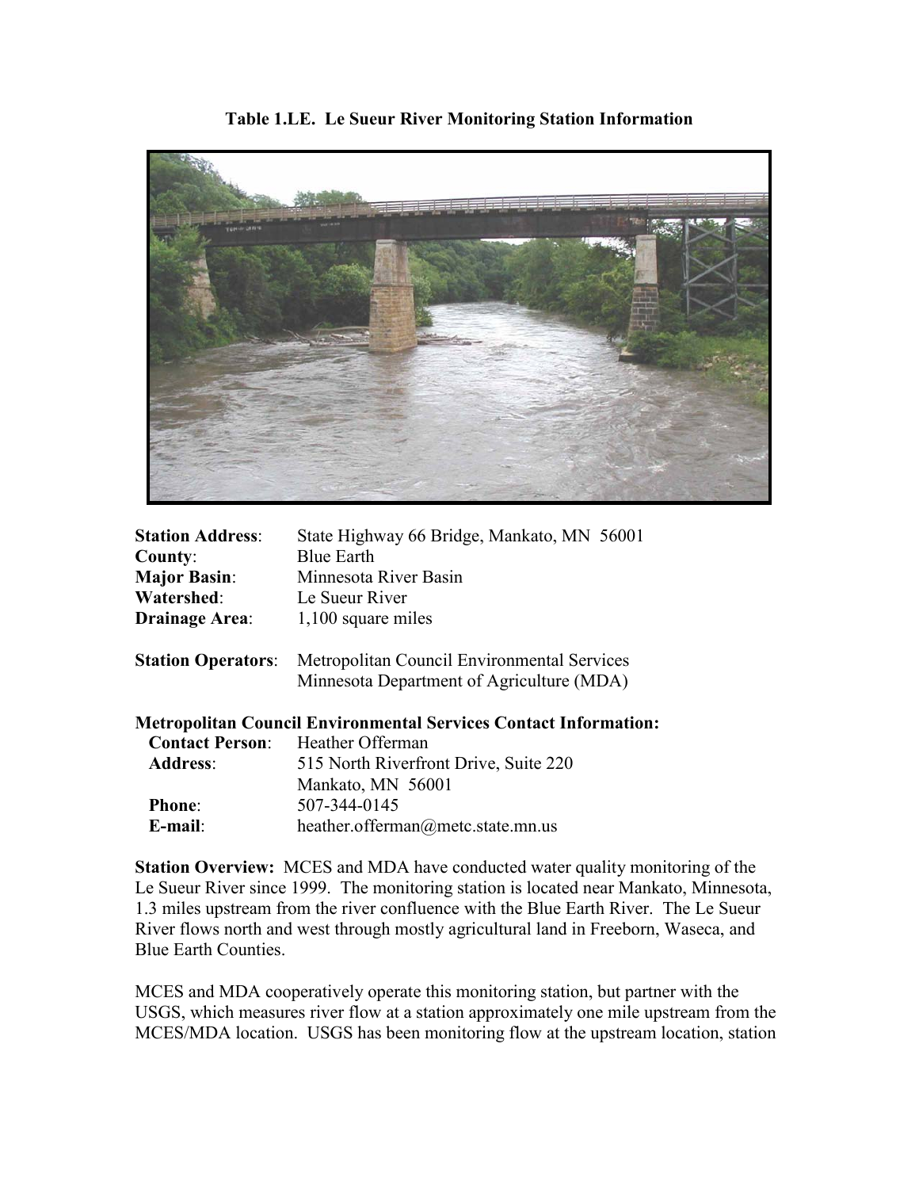**Table 1.LE. Le Sueur River Monitoring Station Information**

**Station Address**: State Highway 66 Bridge, Mankato, MN 56001
**County**: Blue Earth
**Major Basin**: Minnesota River Basin
**Watershed**: Le Sueur River
**Drainage Area**: 1,100 square miles

**Station Operators**: Metropolitan Council Environmental Services
Minnesota Department of Agriculture (MDA)

**Metropolitan Council Environmental Services Contact Information:**
**Contact Person**: Heather Offerman
**Address**: 515 North Riverfront Drive, Suite 220
Mankato, MN 56001
**Phone**: 507-344-0145
**E-mail**: heather.offerman@metc.state.mn.us

**Station Overview:** MCES and MDA have conducted water quality monitoring of the Le Sueur River since 1999. The monitoring station is located near Mankato, Minnesota, 1.3 miles upstream from the river confluence with the Blue Earth River. The Le Sueur River flows north and west through mostly agricultural land in Freeborn, Waseca, and Blue Earth Counties.

MCES and MDA cooperatively operate this monitoring station, but partner with the USGS, which measures river flow at a station approximately one mile upstream from the MCES/MDA location. USGS has been monitoring flow at the upstream location, station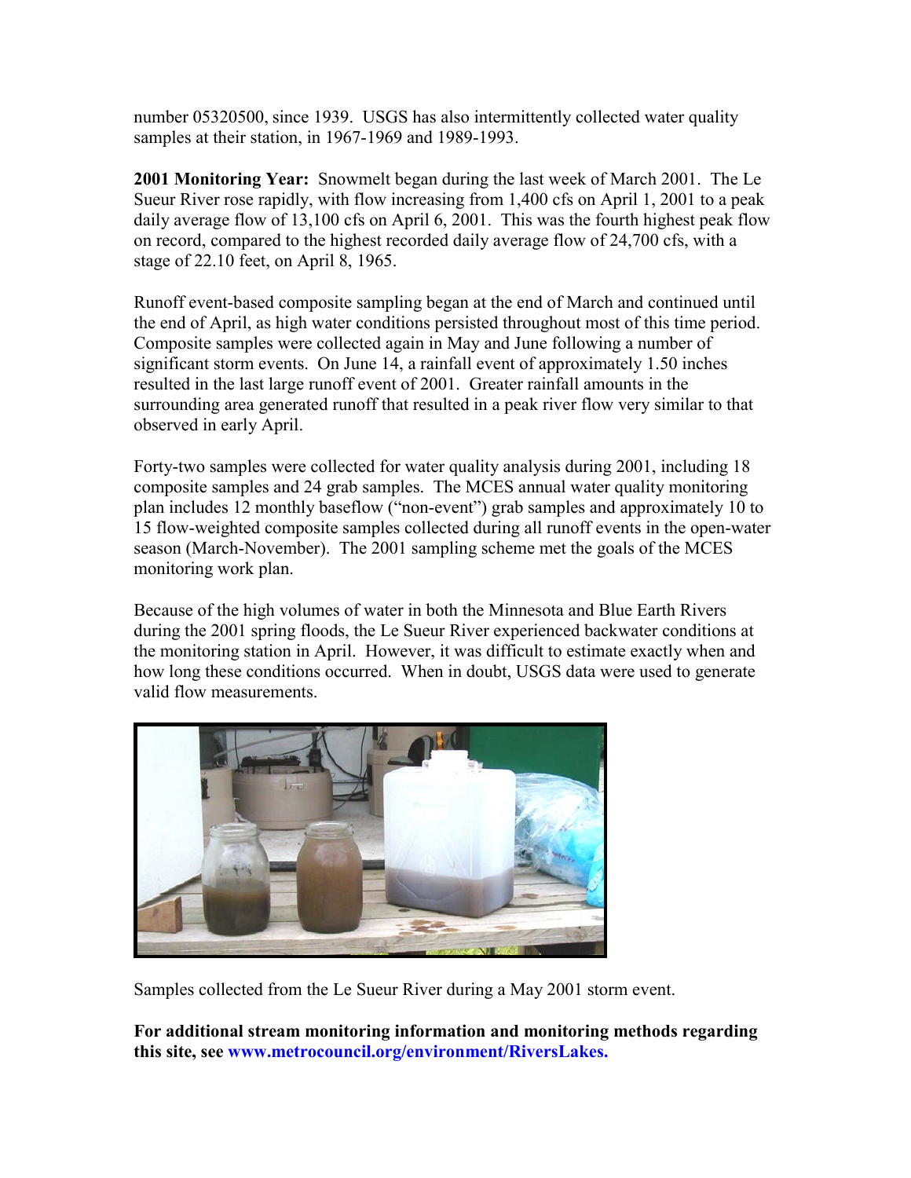number 05320500, since 1939. USGS has also intermittently collected water quality samples at their station, in 1967-1969 and 1989-1993.

**2001 Monitoring Year:** Snowmelt began during the last week of March 2001. The Le Sueur River rose rapidly, with flow increasing from 1,400 cfs on April 1, 2001 to a peak daily average flow of 13,100 cfs on April 6, 2001. This was the fourth highest peak flow on record, compared to the highest recorded daily average flow of 24,700 cfs, with a stage of 22.10 feet, on April 8, 1965.

Runoff event-based composite sampling began at the end of March and continued until the end of April, as high water conditions persisted throughout most of this time period. Composite samples were collected again in May and June following a number of significant storm events. On June 14, a rainfall event of approximately 1.50 inches resulted in the last large runoff event of 2001. Greater rainfall amounts in the surrounding area generated runoff that resulted in a peak river flow very similar to that observed in early April.

Forty-two samples were collected for water quality analysis during 2001, including 18 composite samples and 24 grab samples. The MCES annual water quality monitoring plan includes 12 monthly baseflow ("non-event") grab samples and approximately 10 to 15 flow-weighted composite samples collected during all runoff events in the open-water season (March-November). The 2001 sampling scheme met the goals of the MCES monitoring work plan.

Because of the high volumes of water in both the Minnesota and Blue Earth Rivers during the 2001 spring floods, the Le Sueur River experienced backwater conditions at the monitoring station in April. However, it was difficult to estimate exactly when and how long these conditions occurred. When in doubt, USGS data were used to generate valid flow measurements.

Samples collected from the Le Sueur River during a May 2001 storm event.

**For additional stream monitoring information and monitoring methods regarding this site, see www.metrocouncil.org/environment/RiversLakes.**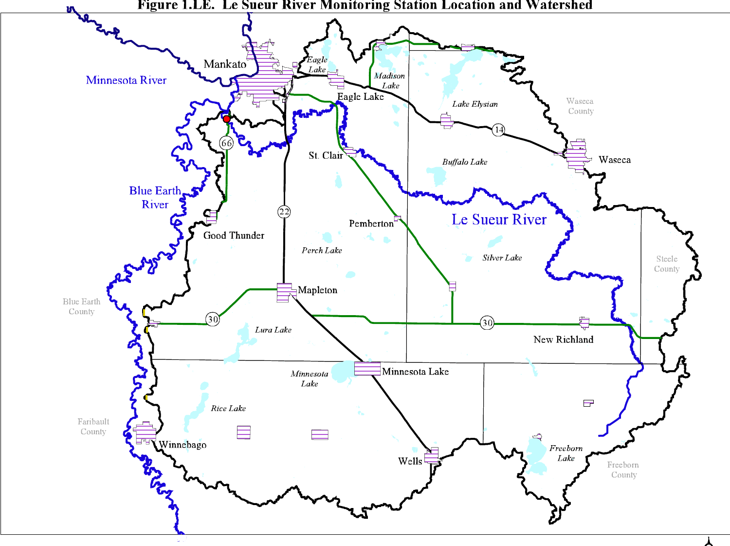**Figure 1.LE. Le Sueur River Monitoring Station Location and Watershed**

Mankato

Minnesota River

Eagle Lake

Madison Lake

Eagle Lake

Lake Elysian

Waseca County

14

Waseca

66

St. Clair

Buffalo Lake

Blue Earth River

22

Pemberton

Le Sueur River

Good Thunder

Perch Lake

Silver Lake

Steele County

Mapleton

Blue Earth County

30

Lura Lake

30

New Richland

Minnesota Lake

Minnesota Lake

Rice Lake

Faribault County

Winnebago

Wells

Freeborn Lake

Freeborn County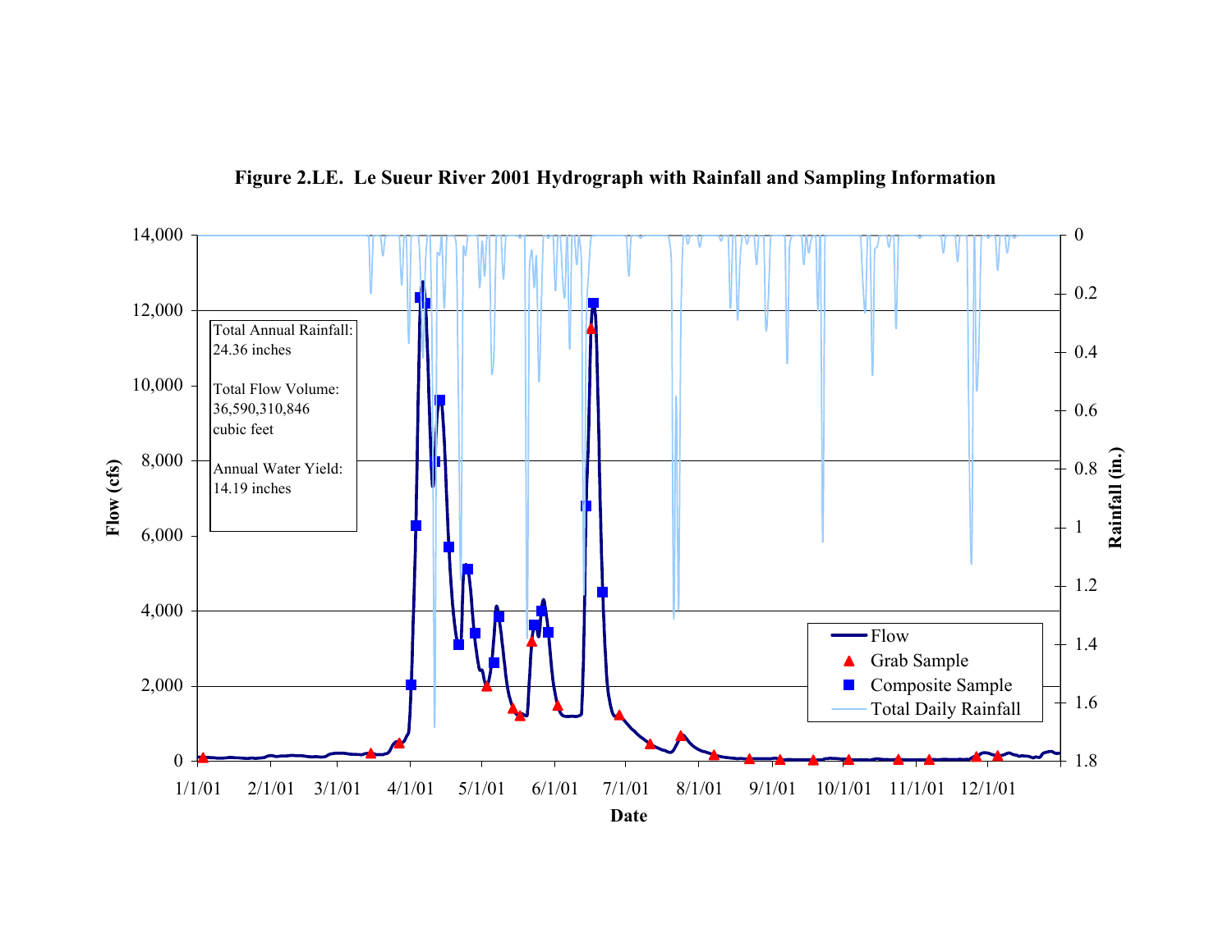**Figure 2.LE. Le Sueur River 2001 Hydrograph with Rainfall and Sampling Information**

Total Annual Rainfall: 24.36 inches

Total Flow Volume: 36,590,310,846 cubic feet

Annual Water Yield: 14.19 inches

Flow (cfs): 0, 2,000, 4,000, 6,000, 8,000, 10,000, 12,000, 14,000

Rainfall (in.): 0, 0.2, 0.4, 0.6, 0.8, 1, 1.2, 1.4, 1.6, 1.8

Date: 1/1/01, 2/1/01, 3/1/01, 4/1/01, 5/1/01, 6/1/01, 7/1/01, 8/1/01, 9/1/01, 10/1/01, 11/1/01, 12/1/01

Legend: Flow, Grab Sample, Composite Sample, Total Daily Rainfall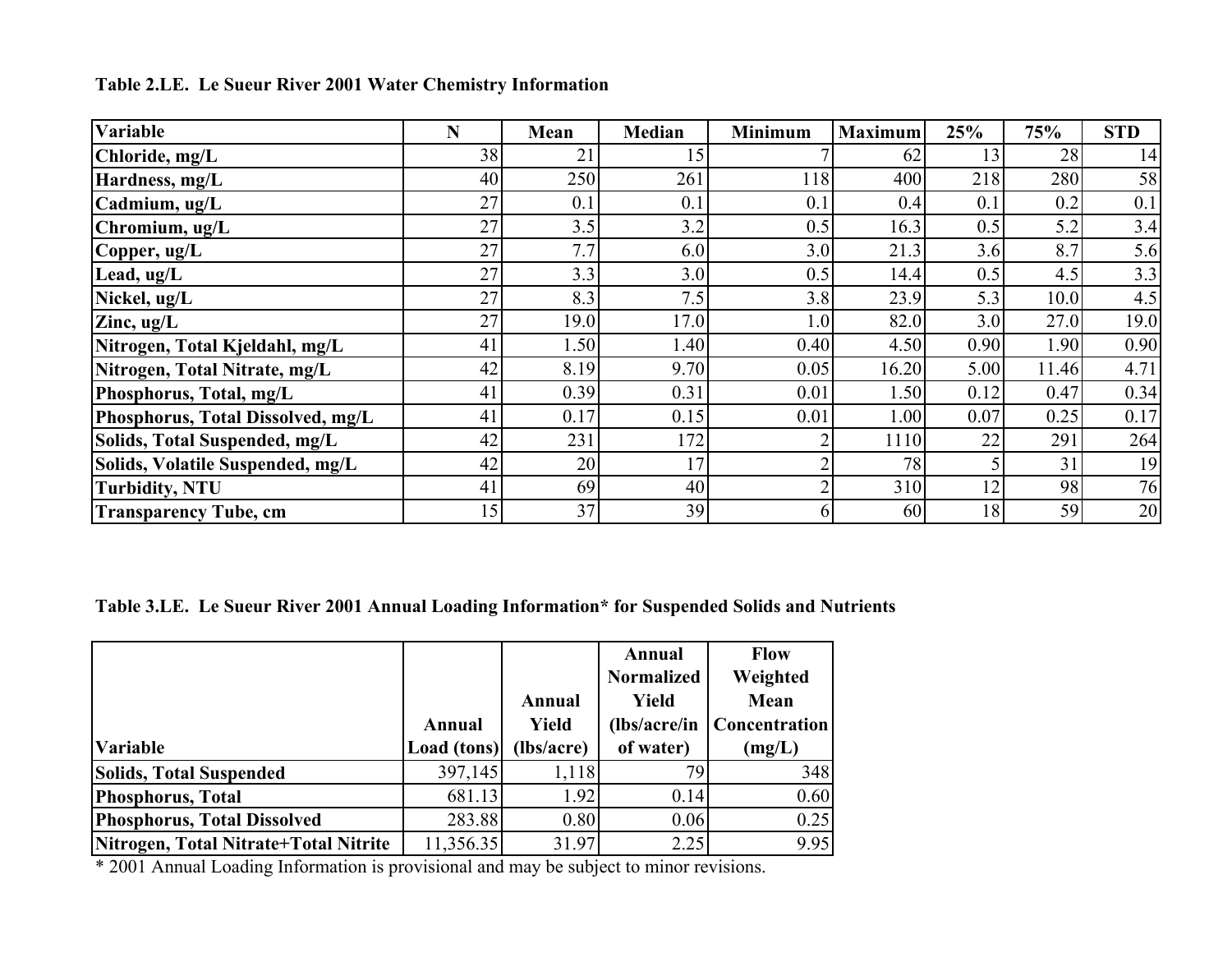**Table 2.LE. Le Sueur River 2001 Water Chemistry Information**

| Variable | N | Mean | Median | Minimum | Maximum | 25% | 75% | STD |
|---|---|---|---|---|---|---|---|---|
| Chloride, mg/L | 38 | 21 | 15 | 7 | 62 | 13 | 28 | 14 |
| Hardness, mg/L | 40 | 250 | 261 | 118 | 400 | 218 | 280 | 58 |
| Cadmium, ug/L | 27 | 0.1 | 0.1 | 0.1 | 0.4 | 0.1 | 0.2 | 0.1 |
| Chromium, ug/L | 27 | 3.5 | 3.2 | 0.5 | 16.3 | 0.5 | 5.2 | 3.4 |
| Copper, ug/L | 27 | 7.7 | 6.0 | 3.0 | 21.3 | 3.6 | 8.7 | 5.6 |
| Lead, ug/L | 27 | 3.3 | 3.0 | 0.5 | 14.4 | 0.5 | 4.5 | 3.3 |
| Nickel, ug/L | 27 | 8.3 | 7.5 | 3.8 | 23.9 | 5.3 | 10.0 | 4.5 |
| Zinc, ug/L | 27 | 19.0 | 17.0 | 1.0 | 82.0 | 3.0 | 27.0 | 19.0 |
| Nitrogen, Total Kjeldahl, mg/L | 41 | 1.50 | 1.40 | 0.40 | 4.50 | 0.90 | 1.90 | 0.90 |
| Nitrogen, Total Nitrate, mg/L | 42 | 8.19 | 9.70 | 0.05 | 16.20 | 5.00 | 11.46 | 4.71 |
| Phosphorus, Total, mg/L | 41 | 0.39 | 0.31 | 0.01 | 1.50 | 0.12 | 0.47 | 0.34 |
| Phosphorus, Total Dissolved, mg/L | 41 | 0.17 | 0.15 | 0.01 | 1.00 | 0.07 | 0.25 | 0.17 |
| Solids, Total Suspended, mg/L | 42 | 231 | 172 | 2 | 1110 | 22 | 291 | 264 |
| Solids, Volatile Suspended, mg/L | 42 | 20 | 17 | 2 | 78 | 5 | 31 | 19 |
| Turbidity, NTU | 41 | 69 | 40 | 2 | 310 | 12 | 98 | 76 |
| Transparency Tube, cm | 15 | 37 | 39 | 6 | 60 | 18 | 59 | 20 |

**Table 3.LE. Le Sueur River 2001 Annual Loading Information* for Suspended Solids and Nutrients**

| Variable | Annual Load (tons) | Annual Yield (lbs/acre) | Annual Normalized Yield (lbs/acre/in of water) | Flow Weighted Mean Concentration (mg/L) |
|---|---|---|---|---|
| Solids, Total Suspended | 397,145 | 1,118 | 79 | 348 |
| Phosphorus, Total | 681.13 | 1.92 | 0.14 | 0.60 |
| Phosphorus, Total Dissolved | 283.88 | 0.80 | 0.06 | 0.25 |
| Nitrogen, Total Nitrate+Total Nitrite | 11,356.35 | 31.97 | 2.25 | 9.95 |

* 2001 Annual Loading Information is provisional and may be subject to minor revisions.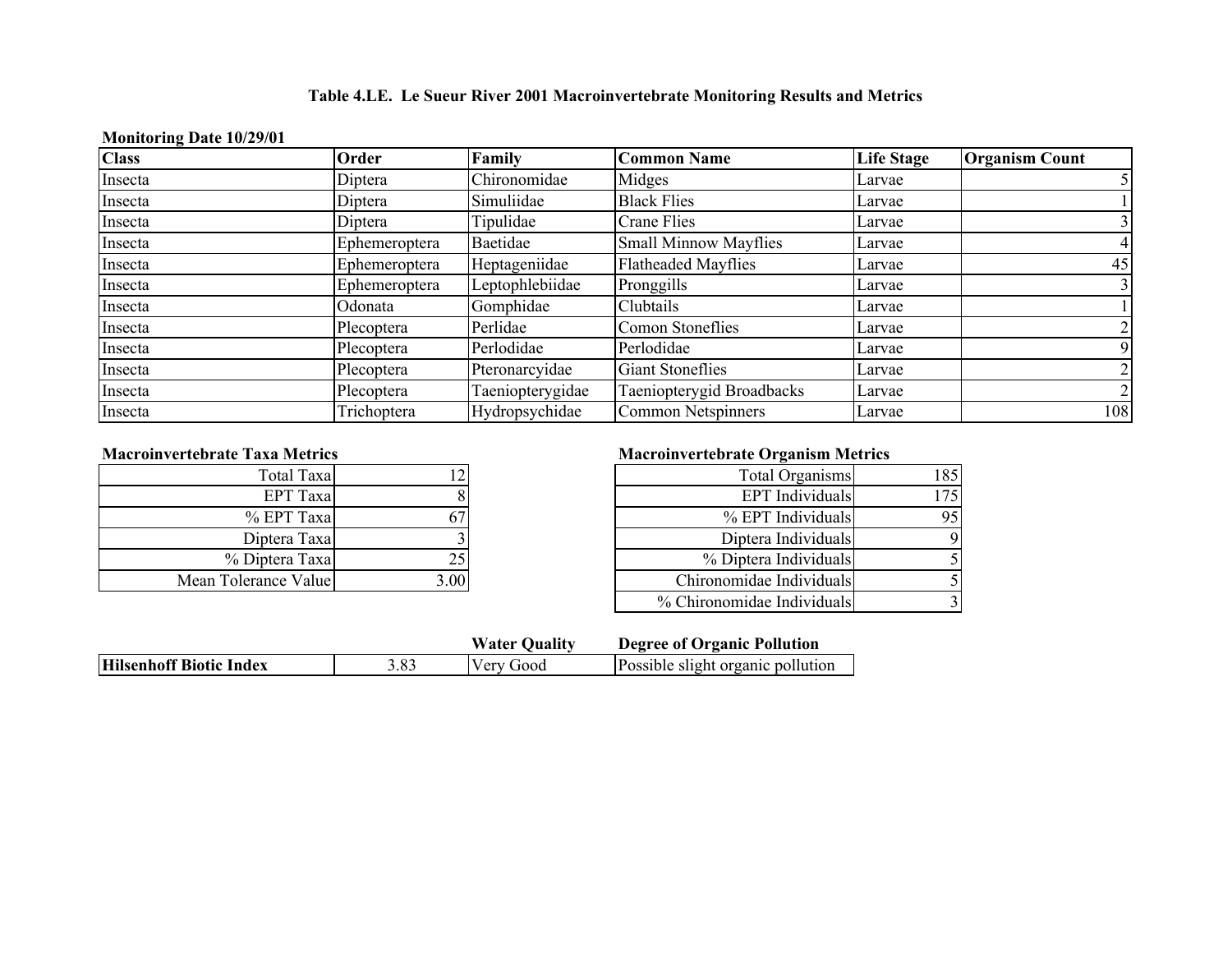**Table 4.LE. Le Sueur River 2001 Macroinvertebrate Monitoring Results and Metrics**

**Monitoring Date 10/29/01**

| Class | Order | Family | Common Name | Life Stage | Organism Count |
|---|---|---|---|---|---|
| Insecta | Diptera | Chironomidae | Midges | Larvae | 5 |
| Insecta | Diptera | Simuliidae | Black Flies | Larvae | 1 |
| Insecta | Diptera | Tipulidae | Crane Flies | Larvae | 3 |
| Insecta | Ephemeroptera | Baetidae | Small Minnow Mayflies | Larvae | 4 |
| Insecta | Ephemeroptera | Heptageniidae | Flatheaded Mayflies | Larvae | 45 |
| Insecta | Ephemeroptera | Leptophlebiidae | Pronggills | Larvae | 3 |
| Insecta | Odonata | Gomphidae | Clubtails | Larvae | 1 |
| Insecta | Plecoptera | Perlidae | Comon Stoneflies | Larvae | 2 |
| Insecta | Plecoptera | Perlodidae | Perlodidae | Larvae | 9 |
| Insecta | Plecoptera | Pteronarcyidae | Giant Stoneflies | Larvae | 2 |
| Insecta | Plecoptera | Taeniopterygidae | Taeniopterygid Broadbacks | Larvae | 2 |
| Insecta | Trichoptera | Hydropsychidae | Common Netspinners | Larvae | 108 |

**Macroinvertebrate Taxa Metrics**

| | |
|---|---|
| Total Taxa | 12 |
| EPT Taxa | 8 |
| % EPT Taxa | 67 |
| Diptera Taxa | 3 |
| % Diptera Taxa | 25 |
| Mean Tolerance Value | 3.00 |

**Macroinvertebrate Organism Metrics**

| | |
|---|---|
| Total Organisms | 185 |
| EPT Individuals | 175 |
| % EPT Individuals | 95 |
| Diptera Individuals | 9 |
| % Diptera Individuals | 5 |
| Chironomidae Individuals | 5 |
| % Chironomidae Individuals | 3 |

| | | Water Quality | Degree of Organic Pollution |
|---|---|---|---|
| **Hilsenhoff Biotic Index** | 3.83 | Very Good | Possible slight organic pollution |